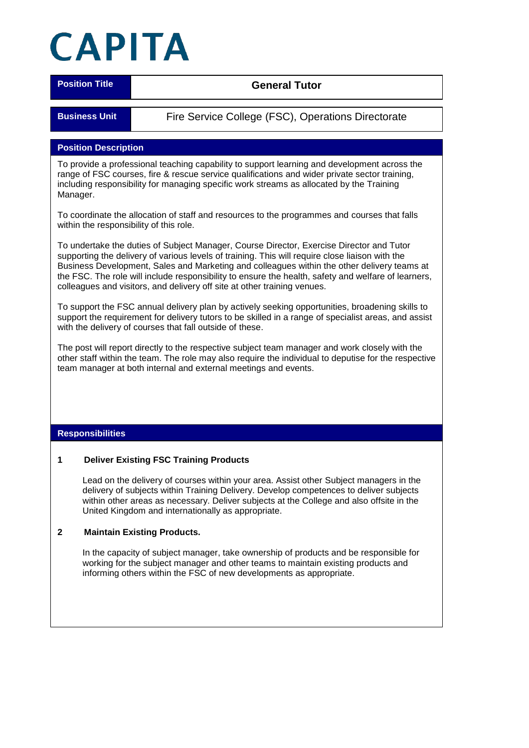# CAPITA

| Position Title | General Tutor |
|---|---|
| **Business Unit** | Fire Service College (FSC), Operations Directorate |

## Position Description

To provide a professional teaching capability to support learning and development across the range of FSC courses, fire & rescue service qualifications and wider private sector training, including responsibility for managing specific work streams as allocated by the Training Manager.

To coordinate the allocation of staff and resources to the programmes and courses that falls within the responsibility of this role.

To undertake the duties of Subject Manager, Course Director, Exercise Director and Tutor supporting the delivery of various levels of training. This will require close liaison with the Business Development, Sales and Marketing and colleagues within the other delivery teams at the FSC. The role will include responsibility to ensure the health, safety and welfare of learners, colleagues and visitors, and delivery off site at other training venues.

To support the FSC annual delivery plan by actively seeking opportunities, broadening skills to support the requirement for delivery tutors to be skilled in a range of specialist areas, and assist with the delivery of courses that fall outside of these.

The post will report directly to the respective subject team manager and work closely with the other staff within the team. The role may also require the individual to deputise for the respective team manager at both internal and external meetings and events.

## Responsibilities

**1 Deliver Existing FSC Training Products**

Lead on the delivery of courses within your area. Assist other Subject managers in the delivery of subjects within Training Delivery. Develop competences to deliver subjects within other areas as necessary. Deliver subjects at the College and also offsite in the United Kingdom and internationally as appropriate.

**2 Maintain Existing Products.**

In the capacity of subject manager, take ownership of products and be responsible for working for the subject manager and other teams to maintain existing products and informing others within the FSC of new developments as appropriate.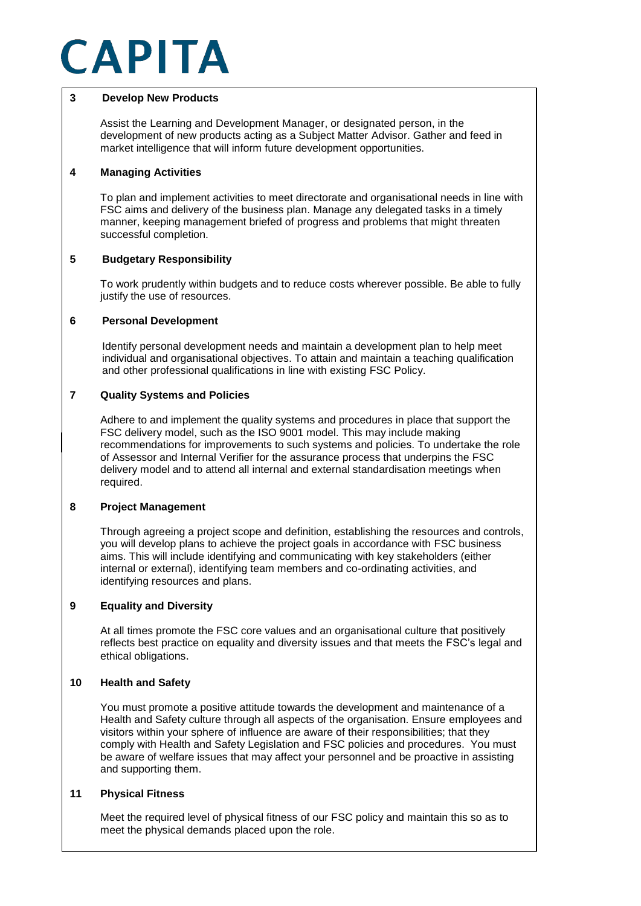**3 Develop New Products**

Assist the Learning and Development Manager, or designated person, in the development of new products acting as a Subject Matter Advisor. Gather and feed in market intelligence that will inform future development opportunities.

**4 Managing Activities**

To plan and implement activities to meet directorate and organisational needs in line with FSC aims and delivery of the business plan. Manage any delegated tasks in a timely manner, keeping management briefed of progress and problems that might threaten successful completion.

**5 Budgetary Responsibility**

To work prudently within budgets and to reduce costs wherever possible. Be able to fully justify the use of resources.

**6 Personal Development**

Identify personal development needs and maintain a development plan to help meet individual and organisational objectives. To attain and maintain a teaching qualification and other professional qualifications in line with existing FSC Policy.

**7 Quality Systems and Policies**

Adhere to and implement the quality systems and procedures in place that support the FSC delivery model, such as the ISO 9001 model. This may include making recommendations for improvements to such systems and policies. To undertake the role of Assessor and Internal Verifier for the assurance process that underpins the FSC delivery model and to attend all internal and external standardisation meetings when required.

**8 Project Management**

Through agreeing a project scope and definition, establishing the resources and controls, you will develop plans to achieve the project goals in accordance with FSC business aims. This will include identifying and communicating with key stakeholders (either internal or external), identifying team members and co-ordinating activities, and identifying resources and plans.

**9 Equality and Diversity**

At all times promote the FSC core values and an organisational culture that positively reflects best practice on equality and diversity issues and that meets the FSC's legal and ethical obligations.

**10 Health and Safety**

You must promote a positive attitude towards the development and maintenance of a Health and Safety culture through all aspects of the organisation. Ensure employees and visitors within your sphere of influence are aware of their responsibilities; that they comply with Health and Safety Legislation and FSC policies and procedures. You must be aware of welfare issues that may affect your personnel and be proactive in assisting and supporting them.

**11 Physical Fitness**

Meet the required level of physical fitness of our FSC policy and maintain this so as to meet the physical demands placed upon the role.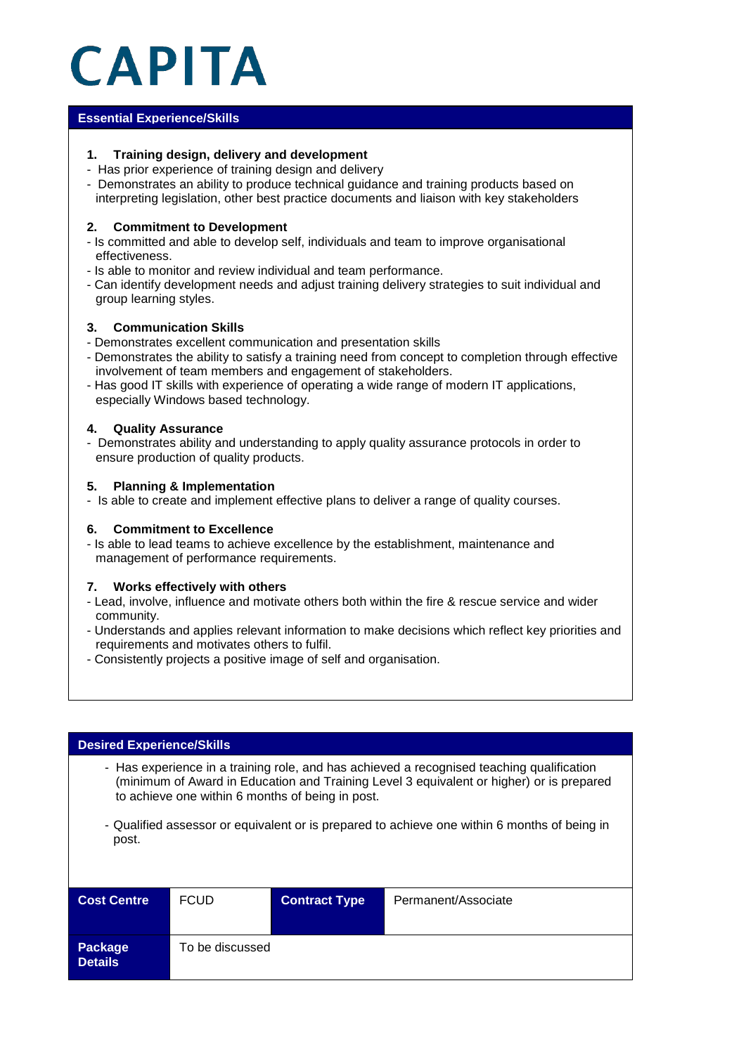# CAPITA

## Essential Experience/Skills

**1. Training design, delivery and development**
- Has prior experience of training design and delivery
- Demonstrates an ability to produce technical guidance and training products based on interpreting legislation, other best practice documents and liaison with key stakeholders

**2. Commitment to Development**
- Is committed and able to develop self, individuals and team to improve organisational effectiveness.
- Is able to monitor and review individual and team performance.
- Can identify development needs and adjust training delivery strategies to suit individual and group learning styles.

**3. Communication Skills**
- Demonstrates excellent communication and presentation skills
- Demonstrates the ability to satisfy a training need from concept to completion through effective involvement of team members and engagement of stakeholders.
- Has good IT skills with experience of operating a wide range of modern IT applications, especially Windows based technology.

**4. Quality Assurance**
- Demonstrates ability and understanding to apply quality assurance protocols in order to ensure production of quality products.

**5. Planning & Implementation**
- Is able to create and implement effective plans to deliver a range of quality courses.

**6. Commitment to Excellence**
- Is able to lead teams to achieve excellence by the establishment, maintenance and management of performance requirements.

**7. Works effectively with others**
- Lead, involve, influence and motivate others both within the fire & rescue service and wider community.
- Understands and applies relevant information to make decisions which reflect key priorities and requirements and motivates others to fulfil.
- Consistently projects a positive image of self and organisation.

## Desired Experience/Skills

- Has experience in a training role, and has achieved a recognised teaching qualification (minimum of Award in Education and Training Level 3 equivalent or higher) or is prepared to achieve one within 6 months of being in post.
- Qualified assessor or equivalent or is prepared to achieve one within 6 months of being in post.

| | | | |
|---|---|---|---|
| **Cost Centre** | FCUD | **Contract Type** | Permanent/Associate |
| **Package Details** | To be discussed | | |